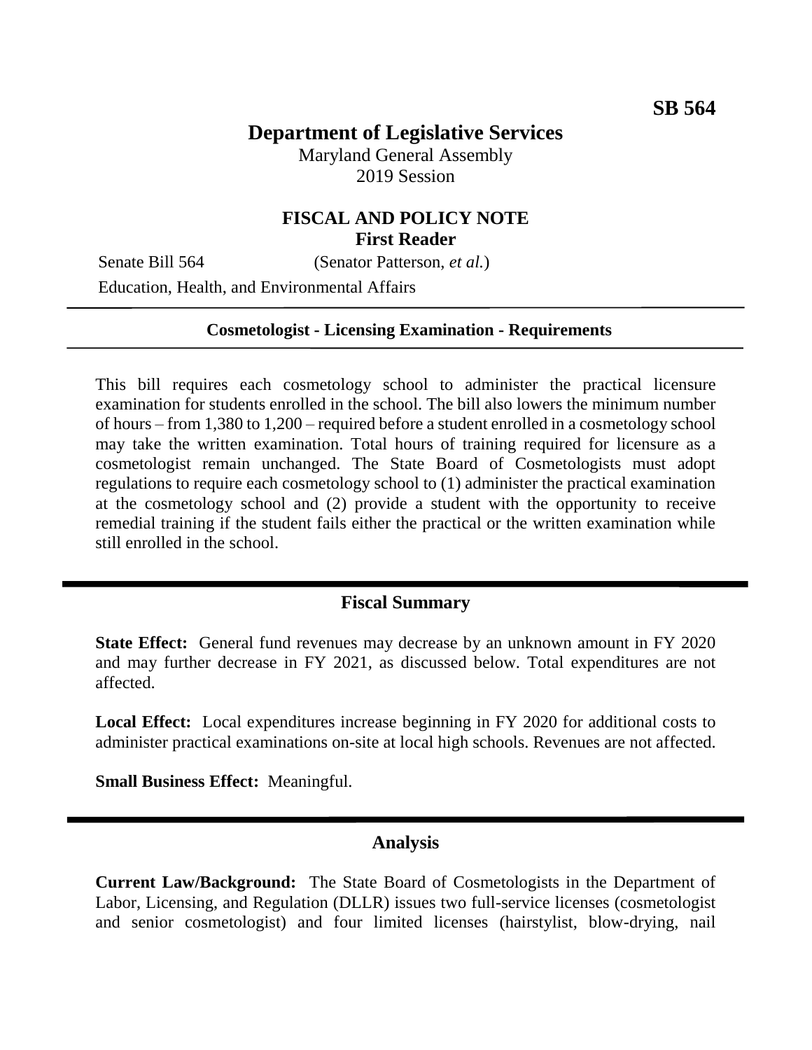**SB 564**

# Department of Legislative Services

Maryland General Assembly
2019 Session

## FISCAL AND POLICY NOTE
**First Reader**

Senate Bill 564 (Senator Patterson, *et al.*)

Education, Health, and Environmental Affairs

---

**Cosmetologist - Licensing Examination - Requirements**

---

This bill requires each cosmetology school to administer the practical licensure examination for students enrolled in the school. The bill also lowers the minimum number of hours – from 1,380 to 1,200 – required before a student enrolled in a cosmetology school may take the written examination. Total hours of training required for licensure as a cosmetologist remain unchanged. The State Board of Cosmetologists must adopt regulations to require each cosmetology school to (1) administer the practical examination at the cosmetology school and (2) provide a student with the opportunity to receive remedial training if the student fails either the practical or the written examination while still enrolled in the school.

---

## Fiscal Summary

**State Effect:** General fund revenues may decrease by an unknown amount in FY 2020 and may further decrease in FY 2021, as discussed below. Total expenditures are not affected.

**Local Effect:** Local expenditures increase beginning in FY 2020 for additional costs to administer practical examinations on-site at local high schools. Revenues are not affected.

**Small Business Effect:** Meaningful.

---

## Analysis

**Current Law/Background:** The State Board of Cosmetologists in the Department of Labor, Licensing, and Regulation (DLLR) issues two full-service licenses (cosmetologist and senior cosmetologist) and four limited licenses (hairstylist, blow-drying, nail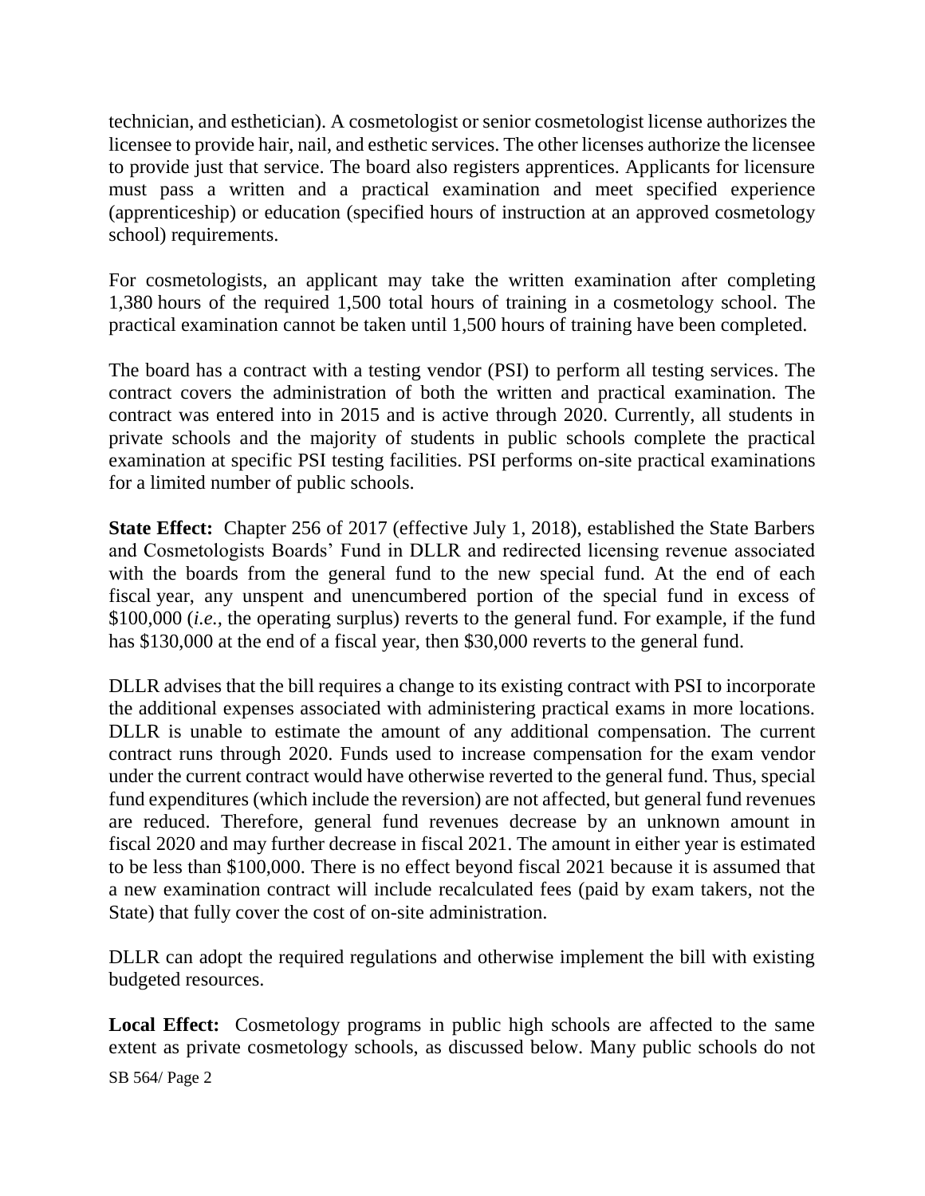technician, and esthetician). A cosmetologist or senior cosmetologist license authorizes the licensee to provide hair, nail, and esthetic services. The other licenses authorize the licensee to provide just that service. The board also registers apprentices. Applicants for licensure must pass a written and a practical examination and meet specified experience (apprenticeship) or education (specified hours of instruction at an approved cosmetology school) requirements.

For cosmetologists, an applicant may take the written examination after completing 1,380 hours of the required 1,500 total hours of training in a cosmetology school. The practical examination cannot be taken until 1,500 hours of training have been completed.

The board has a contract with a testing vendor (PSI) to perform all testing services. The contract covers the administration of both the written and practical examination. The contract was entered into in 2015 and is active through 2020. Currently, all students in private schools and the majority of students in public schools complete the practical examination at specific PSI testing facilities. PSI performs on-site practical examinations for a limited number of public schools.

**State Effect:** Chapter 256 of 2017 (effective July 1, 2018), established the State Barbers and Cosmetologists Boards' Fund in DLLR and redirected licensing revenue associated with the boards from the general fund to the new special fund. At the end of each fiscal year, any unspent and unencumbered portion of the special fund in excess of $100,000 (*i.e.*, the operating surplus) reverts to the general fund. For example, if the fund has $130,000 at the end of a fiscal year, then $30,000 reverts to the general fund.

DLLR advises that the bill requires a change to its existing contract with PSI to incorporate the additional expenses associated with administering practical exams in more locations. DLLR is unable to estimate the amount of any additional compensation. The current contract runs through 2020. Funds used to increase compensation for the exam vendor under the current contract would have otherwise reverted to the general fund. Thus, special fund expenditures (which include the reversion) are not affected, but general fund revenues are reduced. Therefore, general fund revenues decrease by an unknown amount in fiscal 2020 and may further decrease in fiscal 2021. The amount in either year is estimated to be less than $100,000. There is no effect beyond fiscal 2021 because it is assumed that a new examination contract will include recalculated fees (paid by exam takers, not the State) that fully cover the cost of on-site administration.

DLLR can adopt the required regulations and otherwise implement the bill with existing budgeted resources.

**Local Effect:** Cosmetology programs in public high schools are affected to the same extent as private cosmetology schools, as discussed below. Many public schools do not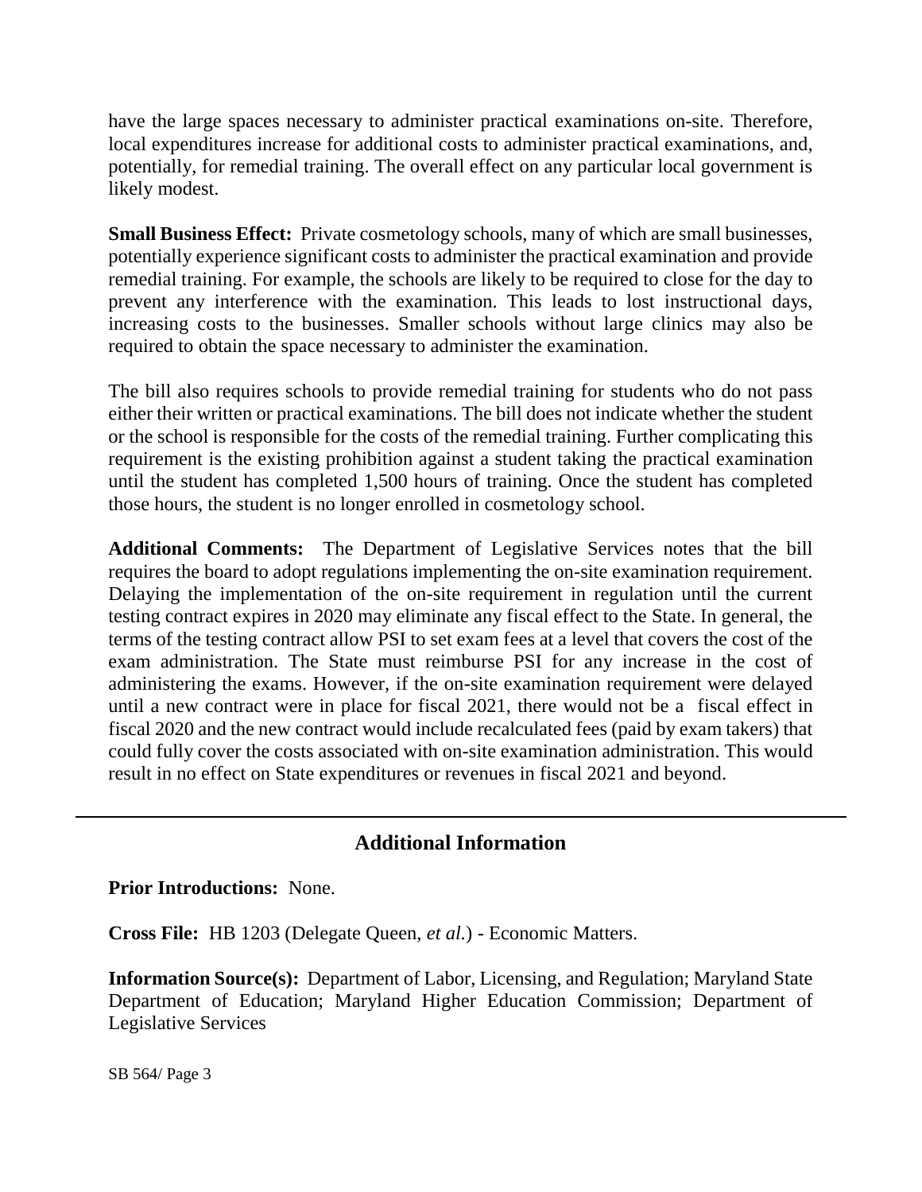have the large spaces necessary to administer practical examinations on-site. Therefore, local expenditures increase for additional costs to administer practical examinations, and, potentially, for remedial training. The overall effect on any particular local government is likely modest.

**Small Business Effect:** Private cosmetology schools, many of which are small businesses, potentially experience significant costs to administer the practical examination and provide remedial training. For example, the schools are likely to be required to close for the day to prevent any interference with the examination. This leads to lost instructional days, increasing costs to the businesses. Smaller schools without large clinics may also be required to obtain the space necessary to administer the examination.

The bill also requires schools to provide remedial training for students who do not pass either their written or practical examinations. The bill does not indicate whether the student or the school is responsible for the costs of the remedial training. Further complicating this requirement is the existing prohibition against a student taking the practical examination until the student has completed 1,500 hours of training. Once the student has completed those hours, the student is no longer enrolled in cosmetology school.

**Additional Comments:** The Department of Legislative Services notes that the bill requires the board to adopt regulations implementing the on-site examination requirement. Delaying the implementation of the on-site requirement in regulation until the current testing contract expires in 2020 may eliminate any fiscal effect to the State. In general, the terms of the testing contract allow PSI to set exam fees at a level that covers the cost of the exam administration. The State must reimburse PSI for any increase in the cost of administering the exams. However, if the on-site examination requirement were delayed until a new contract were in place for fiscal 2021, there would not be a fiscal effect in fiscal 2020 and the new contract would include recalculated fees (paid by exam takers) that could fully cover the costs associated with on-site examination administration. This would result in no effect on State expenditures or revenues in fiscal 2021 and beyond.

## Additional Information

**Prior Introductions:** None.

**Cross File:** HB 1203 (Delegate Queen, *et al.*) - Economic Matters.

**Information Source(s):** Department of Labor, Licensing, and Regulation; Maryland State Department of Education; Maryland Higher Education Commission; Department of Legislative Services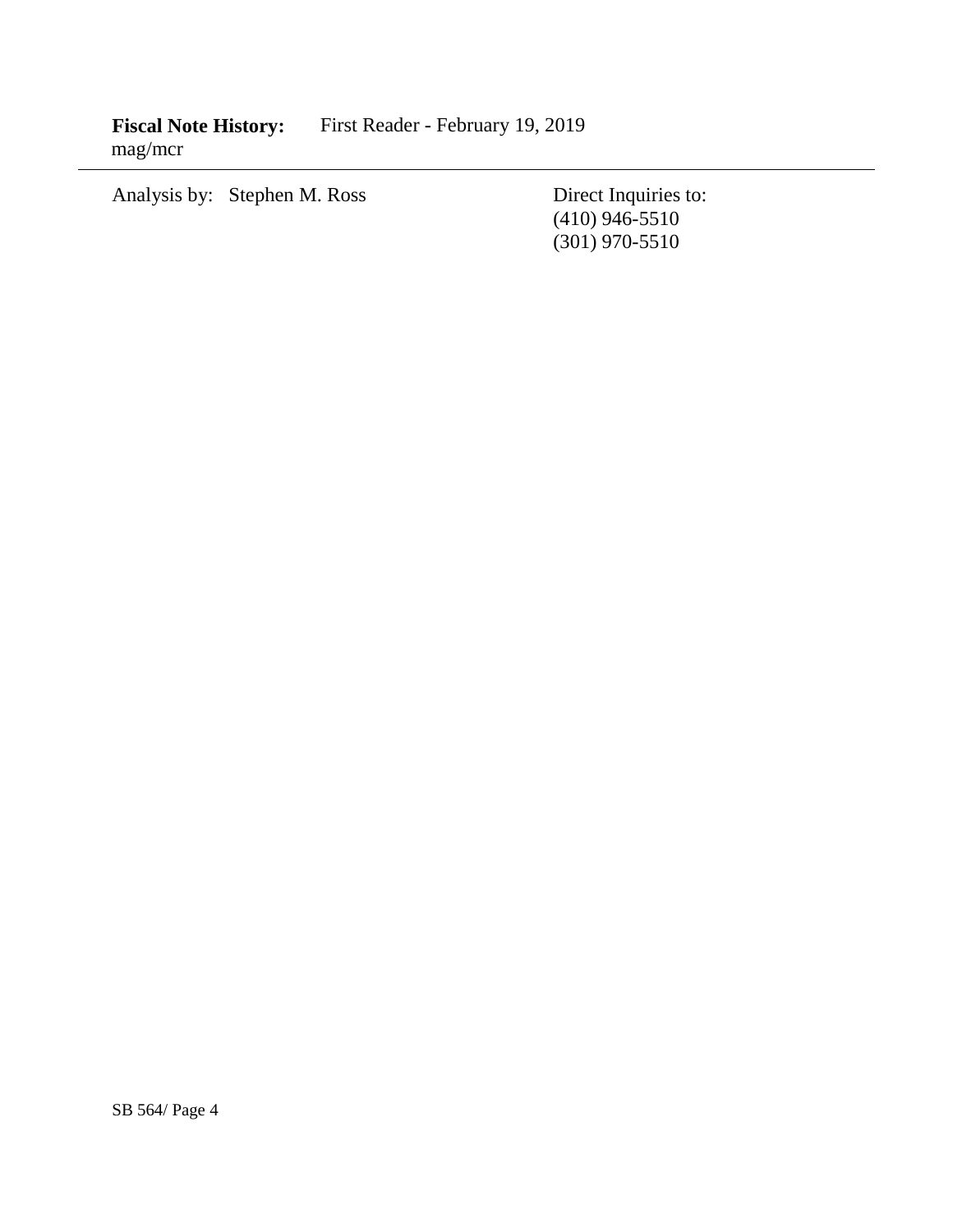**Fiscal Note History:** First Reader - February 19, 2019
mag/mcr

---

Analysis by: Stephen M. Ross

Direct Inquiries to:
(410) 946-5510
(301) 970-5510